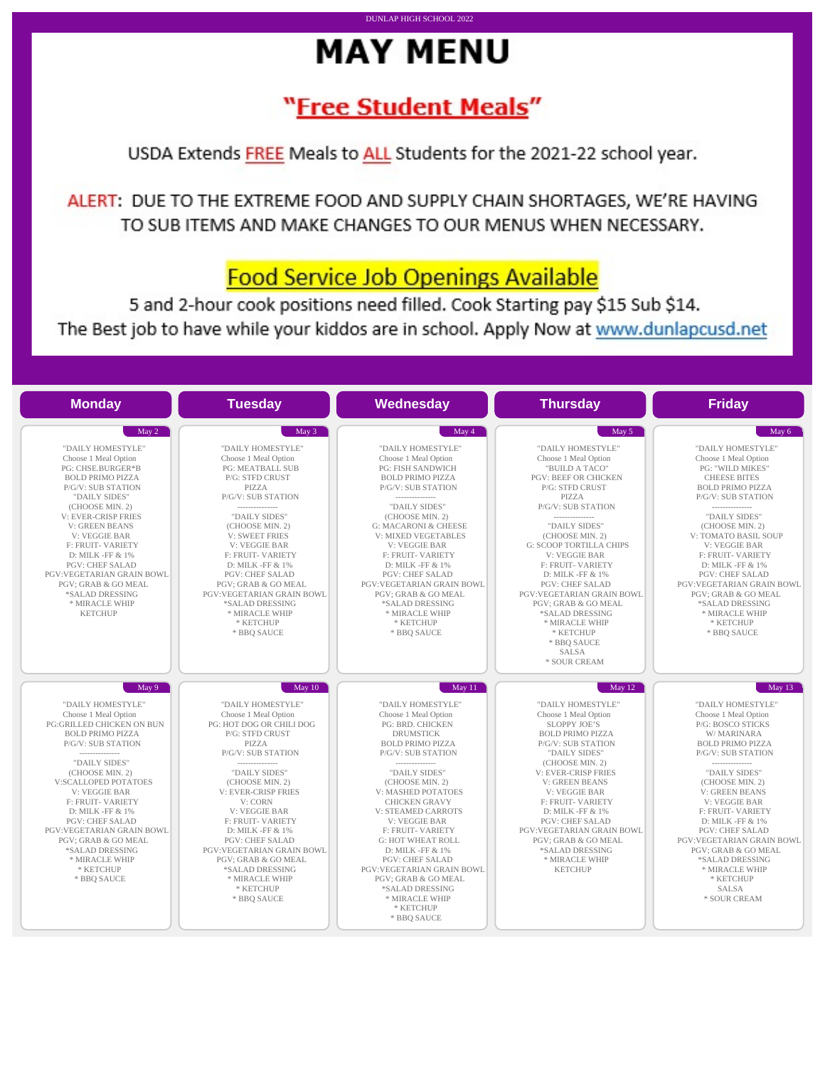DUNLAP HIGH SCHOOL 2022

# MAY MENU

## "Free Student Meals"

USDA Extends FREE Meals to ALL Students for the 2021-22 school year.

ALERT: DUE TO THE EXTREME FOOD AND SUPPLY CHAIN SHORTAGES, WE'RE HAVING TO SUB ITEMS AND MAKE CHANGES TO OUR MENUS WHEN NECESSARY.

## Food Service Job Openings Available

5 and 2-hour cook positions need filled. Cook Starting pay $15 Sub $14.
The Best job to have while your kiddos are in school. Apply Now at www.dunlapcusd.net

| Monday | Tuesday | Wednesday | Thursday | Friday |
|---|---|---|---|---|
| **May 2**<br>"DAILY HOMESTYLE"<br>Choose 1 Meal Option<br>PG: CHSE.BURGER*B<br>BOLD PRIMO PIZZA<br>P/G/V: SUB STATION<br>"DAILY SIDES"<br>(CHOOSE MIN. 2)<br>V: EVER-CRISP FRIES<br>V: GREEN BEANS<br>V: VEGGIE BAR<br>F: FRUIT- VARIETY<br>D: MILK -FF & 1%<br>PGV: CHEF SALAD<br>PGV:VEGETARIAN GRAIN BOWL<br>PGV; GRAB & GO MEAL<br>*SALAD DRESSING<br>* MIRACLE WHIP<br>KETCHUP | **May 3**<br>"DAILY HOMESTYLE"<br>Choose 1 Meal Option<br>PG: MEATBALL SUB<br>P/G: STFD CRUST<br>PIZZA<br>P/G/V: SUB STATION<br>---------------<br>"DAILY SIDES"<br>(CHOOSE MIN. 2)<br>V: SWEET FRIES<br>V: VEGGIE BAR<br>F: FRUIT- VARIETY<br>D: MILK -FF & 1%<br>PGV: CHEF SALAD<br>PGV; GRAB & GO MEAL<br>PGV:VEGETARIAN GRAIN BOWL<br>*SALAD DRESSING<br>* MIRACLE WHIP<br>* KETCHUP<br>* BBQ SAUCE | **May 4**<br>"DAILY HOMESTYLE"<br>Choose 1 Meal Option<br>PG: FISH SANDWICH<br>BOLD PRIMO PIZZA<br>P/G/V: SUB STATION<br>---------------<br>"DAILY SIDES"<br>(CHOOSE MIN. 2)<br>G: MACARONI & CHEESE<br>V: MIXED VEGETABLES<br>V: VEGGIE BAR<br>F: FRUIT- VARIETY<br>D: MILK -FF & 1%<br>PGV: CHEF SALAD<br>PGV:VEGETARIAN GRAIN BOWL<br>PGV; GRAB & GO MEAL<br>*SALAD DRESSING<br>* MIRACLE WHIP<br>* KETCHUP<br>* BBQ SAUCE | **May 5**<br>"DAILY HOMESTYLE"<br>Choose 1 Meal Option<br>"BUILD A TACO"<br>PGV: BEEF OR CHICKEN<br>P/G: STFD CRUST<br>PIZZA<br>P/G/V: SUB STATION<br>---------------<br>"DAILY SIDES"<br>(CHOOSE MIN. 2)<br>G: SCOOP TORTILLA CHIPS<br>V: VEGGIE BAR<br>F: FRUIT- VARIETY<br>D: MILK -FF & 1%<br>PGV: CHEF SALAD<br>PGV:VEGETARIAN GRAIN BOWL<br>PGV; GRAB & GO MEAL<br>*SALAD DRESSING<br>* MIRACLE WHIP<br>* KETCHUP<br>* BBQ SAUCE<br>SALSA<br>* SOUR CREAM | **May 6**<br>"DAILY HOMESTYLE"<br>Choose 1 Meal Option<br>PG: "WILD MIKES"<br>CHEESE BITES<br>BOLD PRIMO PIZZA<br>P/G/V: SUB STATION<br>---------------<br>"DAILY SIDES"<br>(CHOOSE MIN. 2)<br>V: TOMATO BASIL SOUP<br>V: VEGGIE BAR<br>F: FRUIT- VARIETY<br>D: MILK -FF & 1%<br>PGV: CHEF SALAD<br>PGV:VEGETARIAN GRAIN BOWL<br>PGV; GRAB & GO MEAL<br>*SALAD DRESSING<br>* MIRACLE WHIP<br>* KETCHUP<br>* BBQ SAUCE |
| **May 9**<br>"DAILY HOMESTYLE"<br>Choose 1 Meal Option<br>PG:GRILLED CHICKEN ON BUN<br>BOLD PRIMO PIZZA<br>P/G/V: SUB STATION<br>---------------<br>"DAILY SIDES"<br>(CHOOSE MIN. 2)<br>V:SCALLOPED POTATOES<br>V: VEGGIE BAR<br>F: FRUIT- VARIETY<br>D: MILK -FF & 1%<br>PGV: CHEF SALAD<br>PGV:VEGETARIAN GRAIN BOWL<br>PGV; GRAB & GO MEAL<br>*SALAD DRESSING<br>* MIRACLE WHIP<br>* KETCHUP<br>* BBQ SAUCE | **May 10**<br>"DAILY HOMESTYLE"<br>Choose 1 Meal Option<br>PG: HOT DOG OR CHILI DOG<br>P/G: STFD CRUST<br>PIZZA<br>P/G/V: SUB STATION<br>---------------<br>"DAILY SIDES"<br>(CHOOSE MIN. 2)<br>V: EVER-CRISP FRIES<br>V: CORN<br>V: VEGGIE BAR<br>F: FRUIT- VARIETY<br>D: MILK -FF & 1%<br>PGV: CHEF SALAD<br>PGV:VEGETARIAN GRAIN BOWL<br>PGV; GRAB & GO MEAL<br>*SALAD DRESSING<br>* MIRACLE WHIP<br>* KETCHUP<br>* BBQ SAUCE | **May 11**<br>"DAILY HOMESTYLE"<br>Choose 1 Meal Option<br>PG: BRD. CHICKEN<br>DRUMSTICK<br>BOLD PRIMO PIZZA<br>P/G/V: SUB STATION<br>---------------<br>"DAILY SIDES"<br>(CHOOSE MIN. 2)<br>V: MASHED POTATOES<br>CHICKEN GRAVY<br>V: STEAMED CARROTS<br>V: VEGGIE BAR<br>F: FRUIT- VARIETY<br>G: HOT WHEAT ROLL<br>D: MILK -FF & 1%<br>PGV: CHEF SALAD<br>PGV:VEGETARIAN GRAIN BOWL<br>PGV; GRAB & GO MEAL<br>*SALAD DRESSING<br>* MIRACLE WHIP<br>* KETCHUP<br>* BBQ SAUCE | **May 12**<br>"DAILY HOMESTYLE"<br>Choose 1 Meal Option<br>SLOPPY JOE'S<br>BOLD PRIMO PIZZA<br>P/G/V: SUB STATION<br>"DAILY SIDES"<br>(CHOOSE MIN. 2)<br>V: EVER-CRISP FRIES<br>V: GREEN BEANS<br>V: VEGGIE BAR<br>F: FRUIT- VARIETY<br>D: MILK -FF & 1%<br>PGV: CHEF SALAD<br>PGV:VEGETARIAN GRAIN BOWL<br>PGV; GRAB & GO MEAL<br>*SALAD DRESSING<br>* MIRACLE WHIP<br>KETCHUP | **May 13**<br>"DAILY HOMESTYLE"<br>Choose 1 Meal Option<br>P/G: BOSCO STICKS<br>W/ MARINARA<br>BOLD PRIMO PIZZA<br>P/G/V: SUB STATION<br>---------------<br>"DAILY SIDES"<br>(CHOOSE MIN. 2)<br>V: GREEN BEANS<br>V: VEGGIE BAR<br>F: FRUIT- VARIETY<br>D: MILK -FF & 1%<br>PGV: CHEF SALAD<br>PGV:VEGETARIAN GRAIN BOWL<br>PGV; GRAB & GO MEAL<br>*SALAD DRESSING<br>* MIRACLE WHIP<br>* KETCHUP<br>SALSA<br>* SOUR CREAM |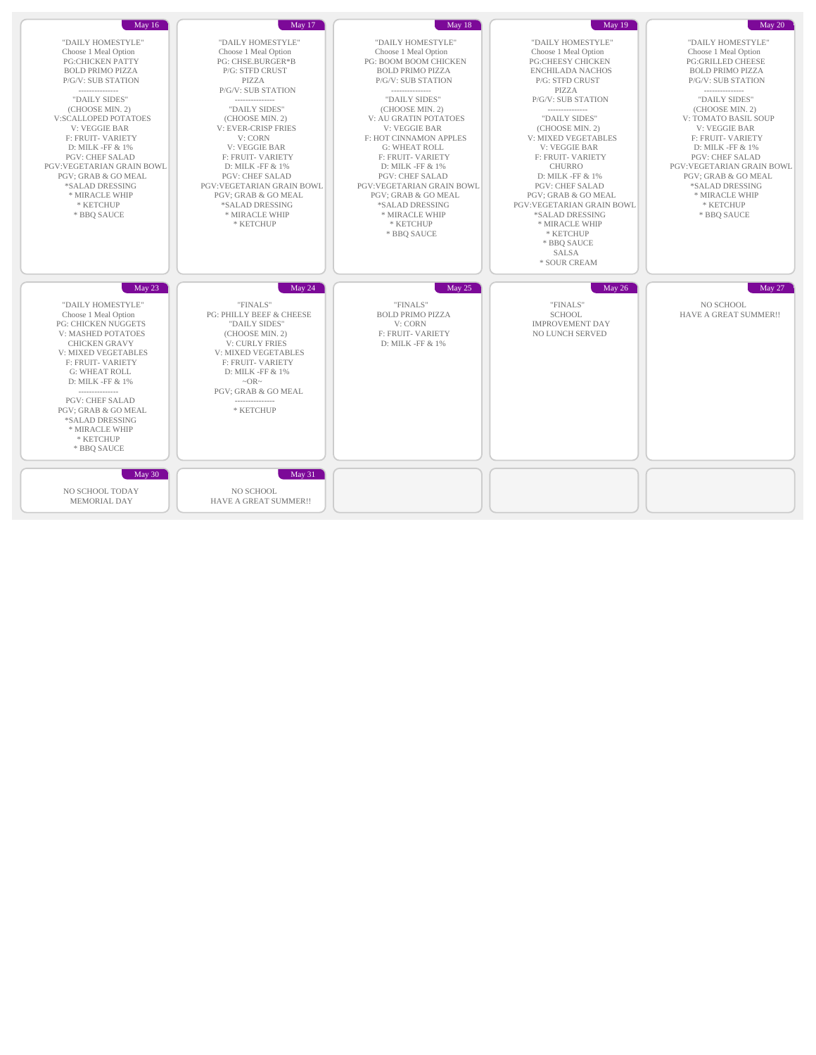## May 16

"DAILY HOMESTYLE"
Choose 1 Meal Option
PG:CHICKEN PATTY
BOLD PRIMO PIZZA
P/G/V: SUB STATION
---------------
"DAILY SIDES"
(CHOOSE MIN. 2)
V:SCALLOPED POTATOES
V: VEGGIE BAR
F: FRUIT- VARIETY
D: MILK -FF & 1%
PGV: CHEF SALAD
PGV:VEGETARIAN GRAIN BOWL
PGV; GRAB & GO MEAL
*SALAD DRESSING
* MIRACLE WHIP
* KETCHUP
* BBQ SAUCE

## May 17

"DAILY HOMESTYLE"
Choose 1 Meal Option
PG: CHSE.BURGER*B
P/G: STFD CRUST
PIZZA
P/G/V: SUB STATION
---------------
"DAILY SIDES"
(CHOOSE MIN. 2)
V: EVER-CRISP FRIES
V: CORN
V: VEGGIE BAR
F: FRUIT- VARIETY
D: MILK -FF & 1%
PGV: CHEF SALAD
PGV:VEGETARIAN GRAIN BOWL
PGV; GRAB & GO MEAL
*SALAD DRESSING
* MIRACLE WHIP
* KETCHUP

## May 18

"DAILY HOMESTYLE"
Choose 1 Meal Option
PG: BOOM BOOM CHICKEN
BOLD PRIMO PIZZA
P/G/V: SUB STATION
---------------
"DAILY SIDES"
(CHOOSE MIN. 2)
V: AU GRATIN POTATOES
V: VEGGIE BAR
F: HOT CINNAMON APPLES
G: WHEAT ROLL
F: FRUIT- VARIETY
D: MILK -FF & 1%
PGV: CHEF SALAD
PGV:VEGETARIAN GRAIN BOWL
PGV; GRAB & GO MEAL
*SALAD DRESSING
* MIRACLE WHIP
* KETCHUP
* BBQ SAUCE

## May 19

"DAILY HOMESTYLE"
Choose 1 Meal Option
PG:CHEESY CHICKEN
ENCHILADA NACHOS
P/G: STFD CRUST
PIZZA
P/G/V: SUB STATION
---------------
"DAILY SIDES"
(CHOOSE MIN. 2)
V: MIXED VEGETABLES
V: VEGGIE BAR
F: FRUIT- VARIETY
CHURRO
D: MILK -FF & 1%
PGV: CHEF SALAD
PGV; GRAB & GO MEAL
PGV:VEGETARIAN GRAIN BOWL
*SALAD DRESSING
* MIRACLE WHIP
* KETCHUP
* BBQ SAUCE
SALSA
* SOUR CREAM

## May 20

"DAILY HOMESTYLE"
Choose 1 Meal Option
PG:GRILLED CHEESE
BOLD PRIMO PIZZA
P/G/V: SUB STATION
---------------
"DAILY SIDES"
(CHOOSE MIN. 2)
V: TOMATO BASIL SOUP
V: VEGGIE BAR
F: FRUIT- VARIETY
D: MILK -FF & 1%
PGV: CHEF SALAD
PGV:VEGETARIAN GRAIN BOWL
PGV; GRAB & GO MEAL
*SALAD DRESSING
* MIRACLE WHIP
* KETCHUP
* BBQ SAUCE

## May 23

"DAILY HOMESTYLE"
Choose 1 Meal Option
PG: CHICKEN NUGGETS
V: MASHED POTATOES
CHICKEN GRAVY
V: MIXED VEGETABLES
F: FRUIT- VARIETY
G: WHEAT ROLL
D: MILK -FF & 1%
---------------
PGV: CHEF SALAD
PGV; GRAB & GO MEAL
*SALAD DRESSING
* MIRACLE WHIP
* KETCHUP
* BBQ SAUCE

## May 24

"FINALS"
PG: PHILLY BEEF & CHEESE
"DAILY SIDES"
(CHOOSE MIN. 2)
V: CURLY FRIES
V: MIXED VEGETABLES
F: FRUIT- VARIETY
D: MILK -FF & 1%
~OR~
PGV; GRAB & GO MEAL
---------------
* KETCHUP

## May 25

"FINALS"
BOLD PRIMO PIZZA
V: CORN
F: FRUIT- VARIETY
D: MILK -FF & 1%

## May 26

"FINALS"
SCHOOL
IMPROVEMENT DAY
NO LUNCH SERVED

## May 27

NO SCHOOL
HAVE A GREAT SUMMER!!

## May 30

NO SCHOOL TODAY
MEMORIAL DAY

## May 31

NO SCHOOL
HAVE A GREAT SUMMER!!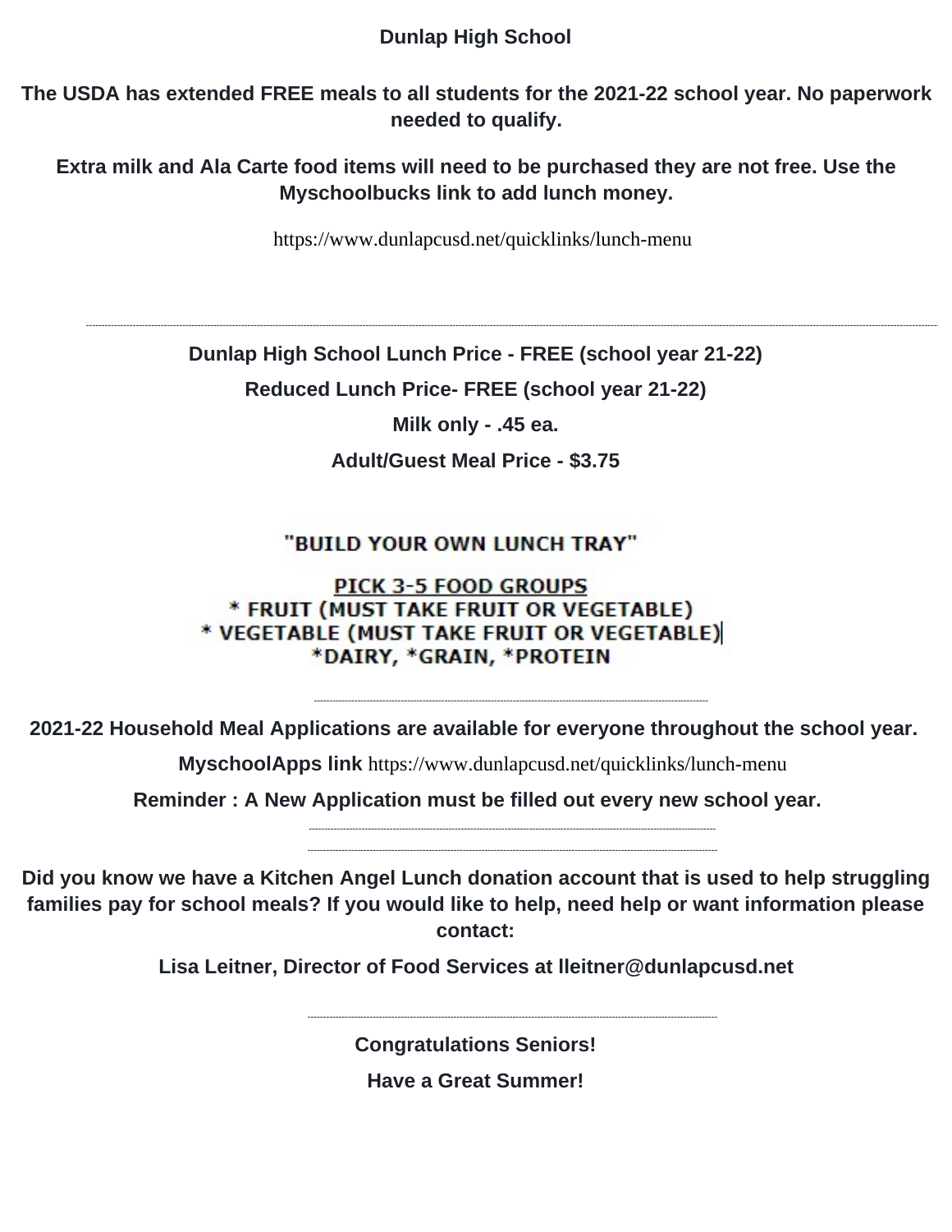**Dunlap High School**

**The USDA has extended FREE meals to all students for the 2021-22 school year. No paperwork needed to qualify.**

**Extra milk and Ala Carte food items will need to be purchased they are not free. Use the Myschoolbucks link to add lunch money.**

https://www.dunlapcusd.net/quicklinks/lunch-menu

---

**Dunlap High School Lunch Price - FREE (school year 21-22)**

**Reduced Lunch Price- FREE (school year 21-22)**

**Milk only - .45 ea.**

**Adult/Guest Meal Price - $3.75**

**"BUILD YOUR OWN LUNCH TRAY"**

**PICK 3-5 FOOD GROUPS**

**\* FRUIT (MUST TAKE FRUIT OR VEGETABLE)**
**\* VEGETABLE (MUST TAKE FRUIT OR VEGETABLE)**
**\*DAIRY, \*GRAIN, \*PROTEIN**

---

**2021-22 Household Meal Applications are available for everyone throughout the school year.**

**MyschoolApps link** https://www.dunlapcusd.net/quicklinks/lunch-menu

**Reminder : A New Application must be filled out every new school year.**

---

---

**Did you know we have a Kitchen Angel Lunch donation account that is used to help struggling families pay for school meals? If you would like to help, need help or want information please contact:**

**Lisa Leitner, Director of Food Services at lleitner@dunlapcusd.net**

---

**Congratulations Seniors!**

**Have a Great Summer!**